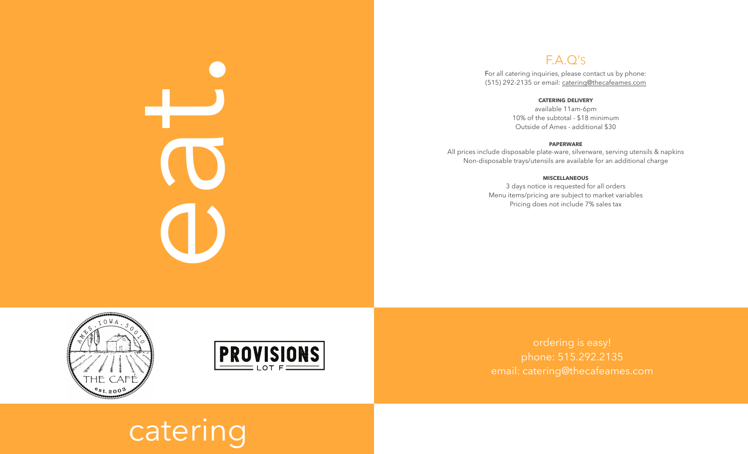# eat.

## F.A.Q's

For all catering inquiries, please contact us by phone: (515) 292-2135 or email: catering@thecafeames.com

**CATERING DELIVERY**

available 11am-6pm
10% of the subtotal - $18 minimum
Outside of Ames - additional $30

**PAPERWARE**

All prices include disposable plate-ware, silverware, serving utensils & napkins
Non-disposable trays/utensils are available for an additional charge

**MISCELLANEOUS**

3 days notice is requested for all orders
Menu items/pricing are subject to market variables
Pricing does not include 7% sales tax

AMES, IOWA, 50010
THE CAFÉ
est. 2003

PROVISIONS
LOT F

ordering is easy!
phone: 515.292.2135
email: catering@thecafeames.com

# catering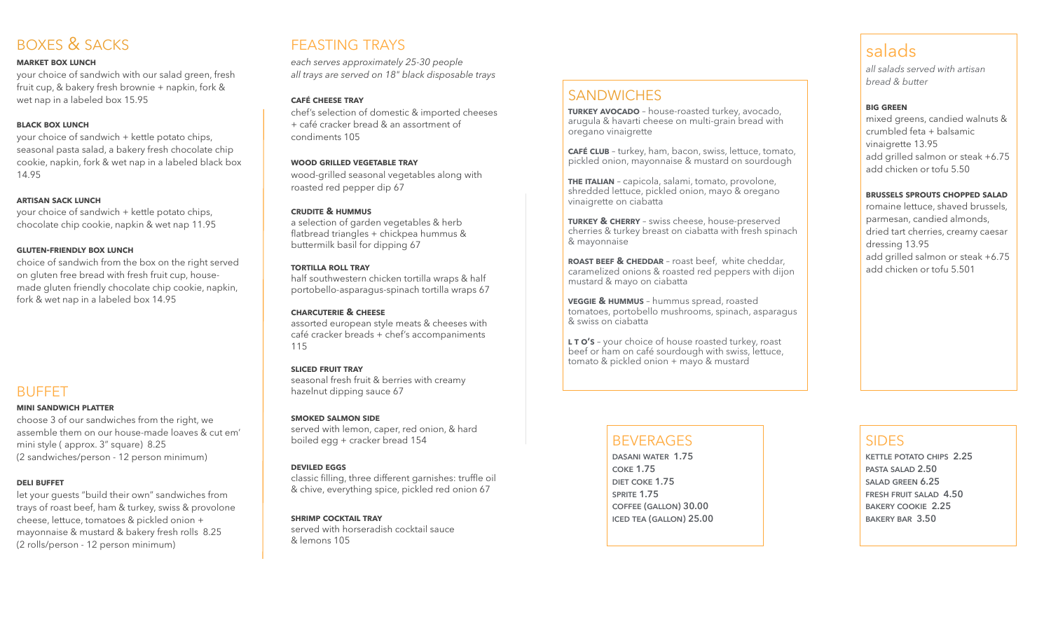## BOXES & SACKS

**MARKET BOX LUNCH**

your choice of sandwich with our salad green, fresh fruit cup, & bakery fresh brownie + napkin, fork & wet nap in a labeled box 15.95

**BLACK BOX LUNCH**

your choice of sandwich + kettle potato chips, seasonal pasta salad, a bakery fresh chocolate chip cookie, napkin, fork & wet nap in a labeled black box 14.95

**ARTISAN SACK LUNCH**

your choice of sandwich + kettle potato chips, chocolate chip cookie, napkin & wet nap 11.95

**GLUTEN-FRIENDLY BOX LUNCH**

choice of sandwich from the box on the right served on gluten free bread with fresh fruit cup, house-made gluten friendly chocolate chip cookie, napkin, fork & wet nap in a labeled box 14.95

## BUFFET

**MINI SANDWICH PLATTER**

choose 3 of our sandwiches from the right, we assemble them on our house-made loaves & cut em' mini style ( approx. 3" square) 8.25
(2 sandwiches/person - 12 person minimum)

**DELI BUFFET**

let your guests "build their own" sandwiches from trays of roast beef, ham & turkey, swiss & provolone cheese, lettuce, tomatoes & pickled onion + mayonnaise & mustard & bakery fresh rolls 8.25
(2 rolls/person - 12 person minimum)

## FEASTING TRAYS

*each serves approximately 25-30 people*
*all trays are served on 18" black disposable trays*

**CAFÉ CHEESE TRAY**

chef's selection of domestic & imported cheeses + café cracker bread & an assortment of condiments 105

**WOOD GRILLED VEGETABLE TRAY**

wood-grilled seasonal vegetables along with roasted red pepper dip 67

**CRUDITE & HUMMUS**

a selection of garden vegetables & herb flatbread triangles + chickpea hummus & buttermilk basil for dipping 67

**TORTILLA ROLL TRAY**

half southwestern chicken tortilla wraps & half portobello-asparagus-spinach tortilla wraps 67

**CHARCUTERIE & CHEESE**

assorted european style meats & cheeses with café cracker breads + chef's accompaniments 115

**SLICED FRUIT TRAY**

seasonal fresh fruit & berries with creamy hazelnut dipping sauce 67

**SMOKED SALMON SIDE**

served with lemon, caper, red onion, & hard boiled egg + cracker bread 154

**DEVILED EGGS**

classic filling, three different garnishes: truffle oil & chive, everything spice, pickled red onion 67

**SHRIMP COCKTAIL TRAY**

served with horseradish cocktail sauce & lemons 105

## SANDWICHES

**TURKEY AVOCADO** – house-roasted turkey, avocado, arugula & havarti cheese on multi-grain bread with oregano vinaigrette

**CAFÉ CLUB** – turkey, ham, bacon, swiss, lettuce, tomato, pickled onion, mayonnaise & mustard on sourdough

**THE ITALIAN** – capicola, salami, tomato, provolone, shredded lettuce, pickled onion, mayo & oregano vinaigrette on ciabatta

**TURKEY & CHERRY** – swiss cheese, house-preserved cherries & turkey breast on ciabatta with fresh spinach & mayonnaise

**ROAST BEEF & CHEDDAR** – roast beef, white cheddar, caramelized onions & roasted red peppers with dijon mustard & mayo on ciabatta

**VEGGIE & HUMMUS** – hummus spread, roasted tomatoes, portobello mushrooms, spinach, asparagus & swiss on ciabatta

**L T O'S** – your choice of house roasted turkey, roast beef or ham on café sourdough with swiss, lettuce, tomato & pickled onion + mayo & mustard

## salads

*all salads served with artisan bread & butter*

**BIG GREEN**

mixed greens, candied walnuts & crumbled feta + balsamic vinaigrette 13.95
add grilled salmon or steak +6.75
add chicken or tofu 5.50

**BRUSSELS SPROUTS CHOPPED SALAD**

romaine lettuce, shaved brussels, parmesan, candied almonds, dried tart cherries, creamy caesar dressing 13.95
add grilled salmon or steak +6.75
add chicken or tofu 5.501

## BEVERAGES

DASANI WATER 1.75
COKE 1.75
DIET COKE 1.75
SPRITE 1.75
COFFEE (GALLON) 30.00
ICED TEA (GALLON) 25.00

## SIDES

KETTLE POTATO CHIPS 2.25
PASTA SALAD 2.50
SALAD GREEN 6.25
FRESH FRUIT SALAD 4.50
BAKERY COOKIE 2.25
BAKERY BAR 3.50